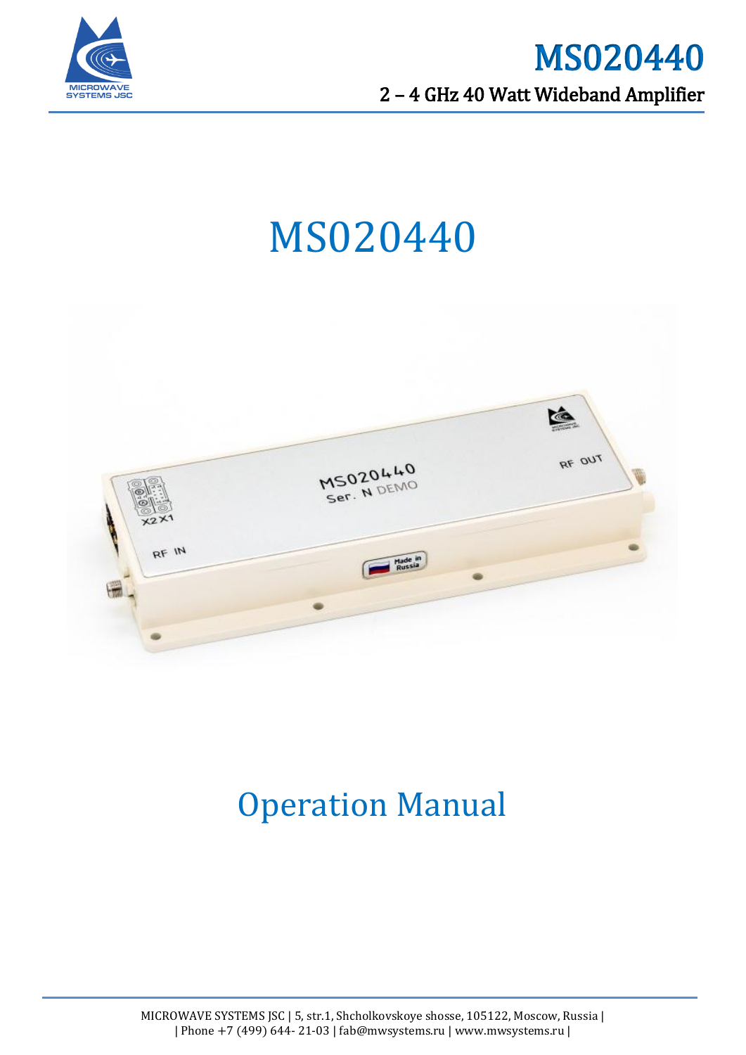# MS020440

2 – 4 GHz 40 Watt Wideband Amplifier

# MS020440

# Operation Manual

MICROWAVE SYSTEMS JSC | 5, str.1, Shcholkovskoye shosse, 105122, Moscow, Russia |
| Phone +7 (499) 644- 21-03 | fab@mwsystems.ru | www.mwsystems.ru |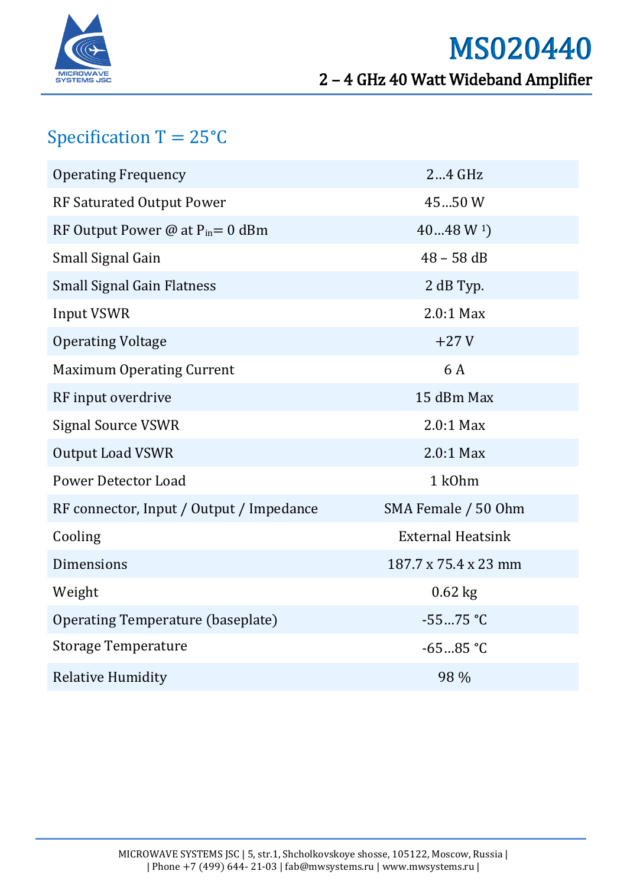# MS020440

## 2 – 4 GHz 40 Watt Wideband Amplifier

## Specification T = 25°C

| | |
|---|---|
| Operating Frequency | 2…4 GHz |
| RF Saturated Output Power | 45…50 W |
| RF Output Power @ at $P_{in}$= 0 dBm | 40…48 W [1]) |
| Small Signal Gain | 48 – 58 dB |
| Small Signal Gain Flatness | 2 dB Typ. |
| Input VSWR | 2.0:1 Max |
| Operating Voltage | +27 V |
| Maximum Operating Current | 6 A |
| RF input overdrive | 15 dBm Max |
| Signal Source VSWR | 2.0:1 Max |
| Output Load VSWR | 2.0:1 Max |
| Power Detector Load | 1 kOhm |
| RF connector, Input / Output / Impedance | SMA Female / 50 Ohm |
| Cooling | External Heatsink |
| Dimensions | 187.7 x 75.4 x 23 mm |
| Weight | 0.62 kg |
| Operating Temperature (baseplate) | -55…75 °C |
| Storage Temperature | -65…85 °C |
| Relative Humidity | 98 % |

MICROWAVE SYSTEMS JSC | 5, str.1, Shcholkovskoye shosse, 105122, Moscow, Russia |
| Phone +7 (499) 644- 21-03 | fab@mwsystems.ru | www.mwsystems.ru |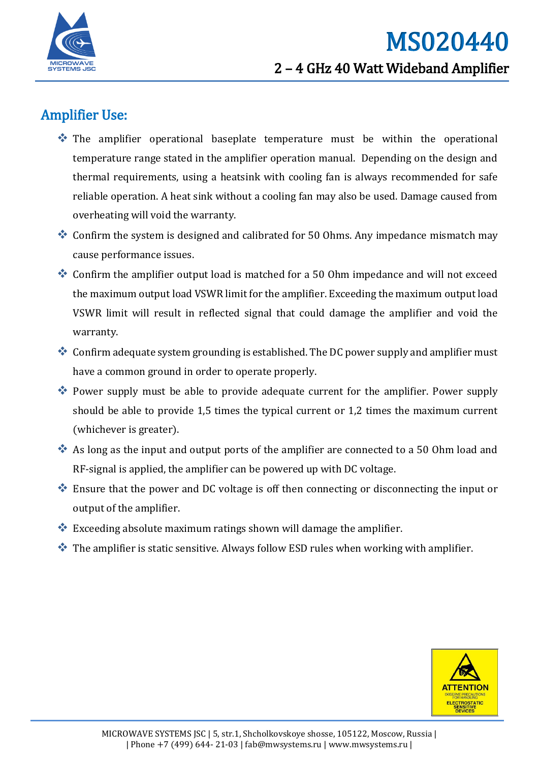## Amplifier Use:

- The amplifier operational baseplate temperature must be within the operational temperature range stated in the amplifier operation manual. Depending on the design and thermal requirements, using a heatsink with cooling fan is always recommended for safe reliable operation. A heat sink without a cooling fan may also be used. Damage caused from overheating will void the warranty.
- Confirm the system is designed and calibrated for 50 Ohms. Any impedance mismatch may cause performance issues.
- Confirm the amplifier output load is matched for a 50 Ohm impedance and will not exceed the maximum output load VSWR limit for the amplifier. Exceeding the maximum output load VSWR limit will result in reflected signal that could damage the amplifier and void the warranty.
- Confirm adequate system grounding is established. The DC power supply and amplifier must have a common ground in order to operate properly.
- Power supply must be able to provide adequate current for the amplifier. Power supply should be able to provide 1,5 times the typical current or 1,2 times the maximum current (whichever is greater).
- As long as the input and output ports of the amplifier are connected to a 50 Ohm load and RF-signal is applied, the amplifier can be powered up with DC voltage.
- Ensure that the power and DC voltage is off then connecting or disconnecting the input or output of the amplifier.
- Exceeding absolute maximum ratings shown will damage the amplifier.
- The amplifier is static sensitive. Always follow ESD rules when working with amplifier.

ATTENTION
OBSERVE PRECAUTIONS FOR HANDLING
ELECTROSTATIC SENSITIVE DEVICES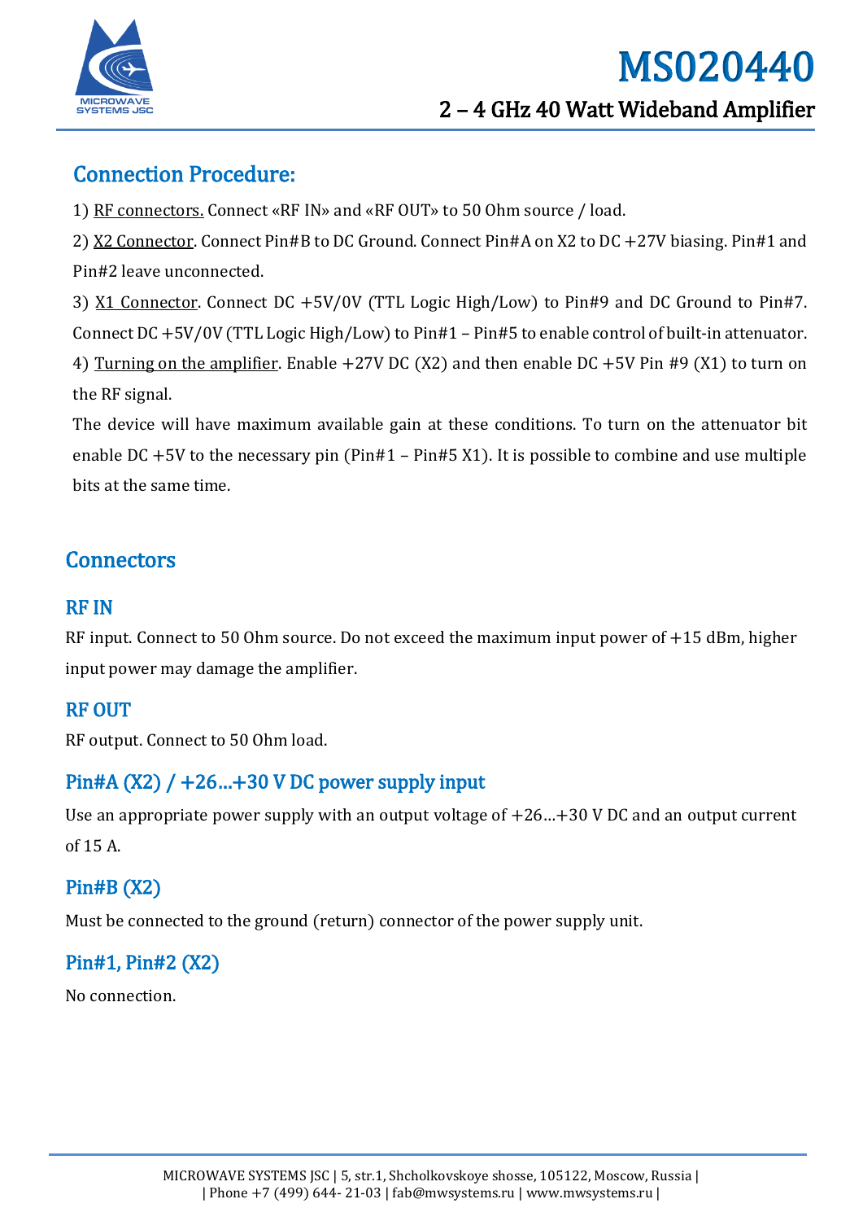## Connection Procedure:

1) RF connectors. Connect «RF IN» and «RF OUT» to 50 Ohm source / load.

2) X2 Connector. Connect Pin#B to DC Ground. Connect Pin#A on X2 to DC +27V biasing. Pin#1 and Pin#2 leave unconnected.

3) X1 Connector. Connect DC +5V/0V (TTL Logic High/Low) to Pin#9 and DC Ground to Pin#7. Connect DC +5V/0V (TTL Logic High/Low) to Pin#1 – Pin#5 to enable control of built-in attenuator.

4) Turning on the amplifier. Enable +27V DC (X2) and then enable DC +5V Pin #9 (X1) to turn on the RF signal.

The device will have maximum available gain at these conditions. To turn on the attenuator bit enable DC +5V to the necessary pin (Pin#1 – Pin#5 X1). It is possible to combine and use multiple bits at the same time.

## Connectors

### RF IN

RF input. Connect to 50 Ohm source. Do not exceed the maximum input power of +15 dBm, higher input power may damage the amplifier.

### RF OUT

RF output. Connect to 50 Ohm load.

### Pin#A (X2) / +26…+30 V DC power supply input

Use an appropriate power supply with an output voltage of +26…+30 V DC and an output current of 15 A.

### Pin#B (X2)

Must be connected to the ground (return) connector of the power supply unit.

### Pin#1, Pin#2 (X2)

No connection.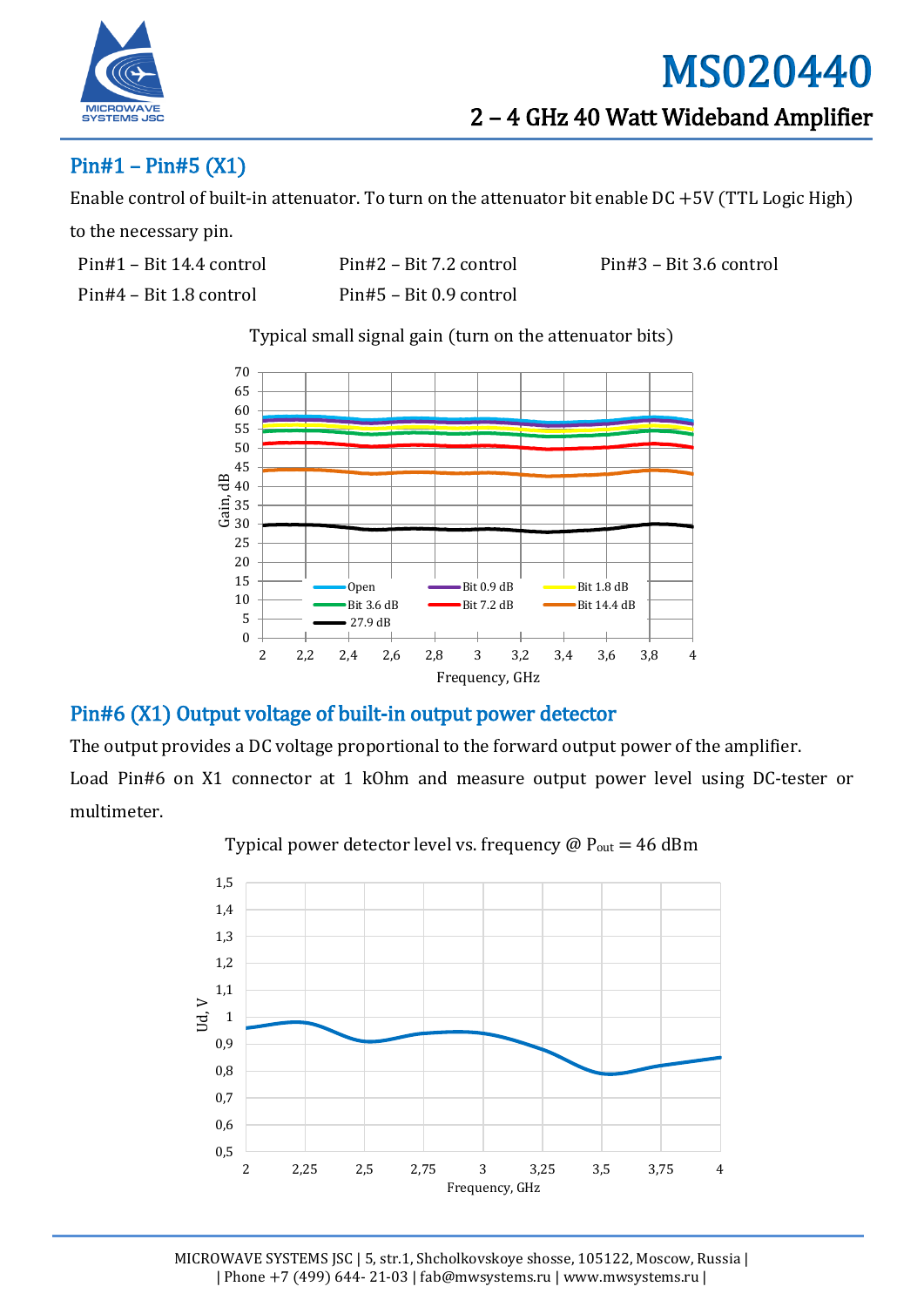## Pin#1 – Pin#5 (X1)

Enable control of built-in attenuator. To turn on the attenuator bit enable DC +5V (TTL Logic High) to the necessary pin.

Pin#1 – Bit 14.4 control
Pin#2 – Bit 7.2 control
Pin#3 – Bit 3.6 control
Pin#4 – Bit 1.8 control
Pin#5 – Bit 0.9 control

Typical small signal gain (turn on the attenuator bits)

Gain, dB
70
65
60
55
50
45
40
35
30
25
20
15
10
5
0
2 2,2 2,4 2,6 2,8 3 3,2 3,4 3,6 3,8 4
Frequency, GHz
Open
Bit 0.9 dB
Bit 1.8 dB
Bit 3.6 dB
Bit 7.2 dB
Bit 14.4 dB
27.9 dB

## Pin#6 (X1) Output voltage of built-in output power detector

The output provides a DC voltage proportional to the forward output power of the amplifier.

Load Pin#6 on X1 connector at 1 kOhm and measure output power level using DC-tester or multimeter.

Typical power detector level vs. frequency @ $P_{out}$ = 46 dBm

Ud, V
1,5
1,4
1,3
1,2
1,1
1
0,9
0,8
0,7
0,6
0,5
2 2,25 2,5 2,75 3 3,25 3,5 3,75 4
Frequency, GHz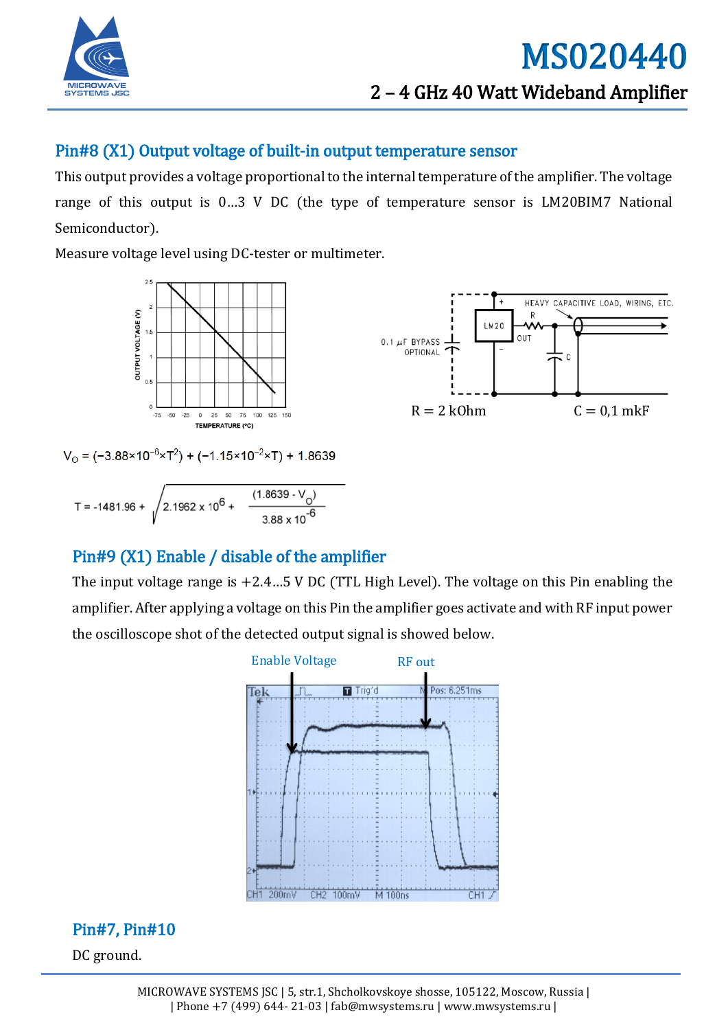## Pin#8 (X1) Output voltage of built-in output temperature sensor

This output provides a voltage proportional to the internal temperature of the amplifier. The voltage range of this output is 0…3 V DC (the type of temperature sensor is LM20BIM7 National Semiconductor).

Measure voltage level using DC-tester or multimeter.

OUTPUT VOLTAGE (V)

2.5
2
1.5
1
0.5
0

-75 -50 -25 0 25 50 75 100 125 150

TEMPERATURE (°C)

+
LM20
OUT
−
R
HEAVY CAPACITIVE LOAD, WIRING, ETC.
0.1 µF BYPASS OPTIONAL
C

R = 2 kOhm

C = 0,1 mkF

$$V_O = (-3.88\times10^{-6}\times T^2) + (-1.15\times10^{-2}\times T) + 1.8639$$

$$T = -1481.96 + \sqrt{2.1962 \times 10^6 + \frac{(1.8639 - V_O)}{3.88 \times 10^{-6}}}$$

## Pin#9 (X1) Enable / disable of the amplifier

The input voltage range is +2.4…5 V DC (TTL High Level). The voltage on this Pin enabling the amplifier. After applying a voltage on this Pin the amplifier goes activate and with RF input power the oscilloscope shot of the detected output signal is showed below.

Enable Voltage

RF out

Tek
Trig'd
M Pos: 6.251ms
CH1 200mV
CH2 100mV
M 100ns
CH1

## Pin#7, Pin#10

DC ground.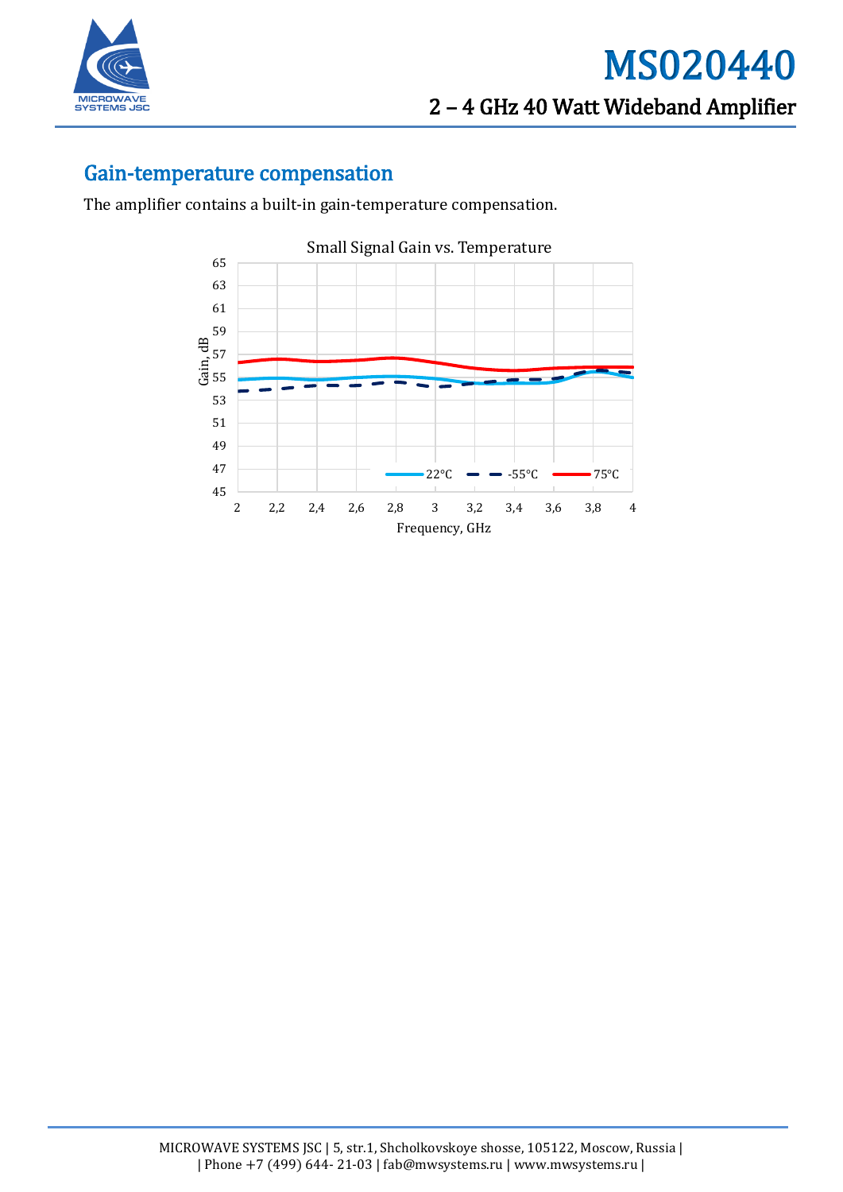## Gain-temperature compensation

The amplifier contains a built-in gain-temperature compensation.

Small Signal Gain vs. Temperature

Gain, dB

65
63
61
59
57
55
53
51
49
47
45

2
2,2
2,4
2,6
2,8
3
3,2
3,4
3,6
3,8
4

Frequency, GHz

22°C
-55°C
75°C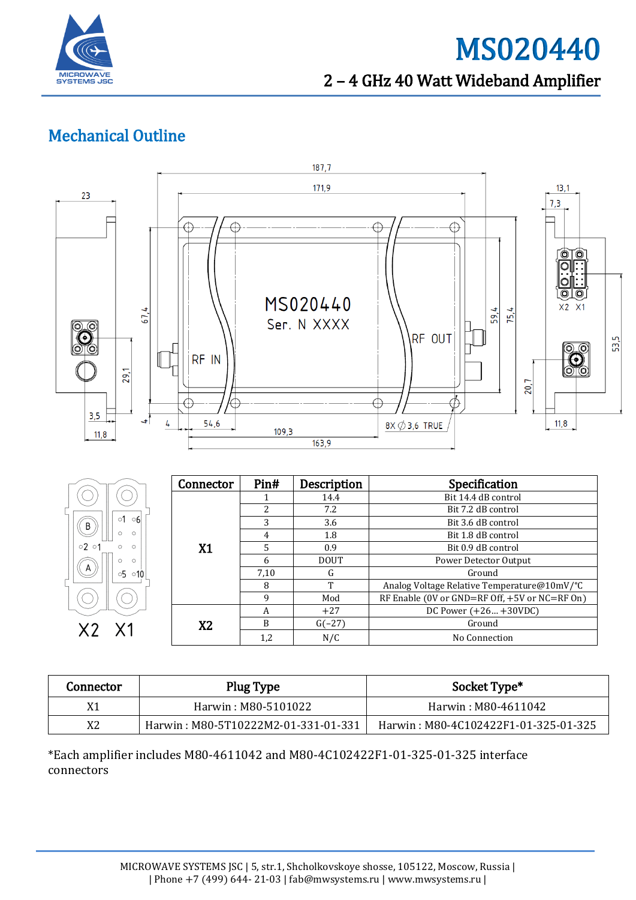MICROWAVE SYSTEMS JSC

# MS020440

## 2 – 4 GHz 40 Watt Wideband Amplifier

## Mechanical Outline

187,7
171,9
23
13,1
7,3
MS020440
Ser. N XXXX
RF IN
RF OUT
67,4
59,4
75,4
29,1
53,5
20,7
3,5
11,8
4
4
54,6
109,3
163,9
8X ∅3,6 TRUE
X2 X1
11,8

X2 X1

| Connector | Pin# | Description | Specification |
|---|---|---|---|
| X1 | 1 | 14.4 | Bit 14.4 dB control |
| | 2 | 7.2 | Bit 7.2 dB control |
| | 3 | 3.6 | Bit 3.6 dB control |
| | 4 | 1.8 | Bit 1.8 dB control |
| | 5 | 0.9 | Bit 0.9 dB control |
| | 6 | DOUT | Power Detector Output |
| | 7,10 | G | Ground |
| | 8 | T | Analog Voltage Relative Temperature@10mV/°C |
| | 9 | Mod | RF Enable (0V or GND=RF Off, +5V or NC=RF On) |
| X2 | A | +27 | DC Power (+26… +30VDC) |
| | B | G(−27) | Ground |
| | 1,2 | N/C | No Connection |

| Connector | Plug Type | Socket Type* |
|---|---|---|
| X1 | Harwin : M80-5101022 | Harwin : M80-4611042 |
| X2 | Harwin : M80-5T10222M2-01-331-01-331 | Harwin : M80-4C102422F1-01-325-01-325 |

*Each amplifier includes M80-4611042 and M80-4C102422F1-01-325-01-325 interface connectors

MICROWAVE SYSTEMS JSC | 5, str.1, Shcholkovskoye shosse, 105122, Moscow, Russia | | Phone +7 (499) 644- 21-03 | fab@mwsystems.ru | www.mwsystems.ru |